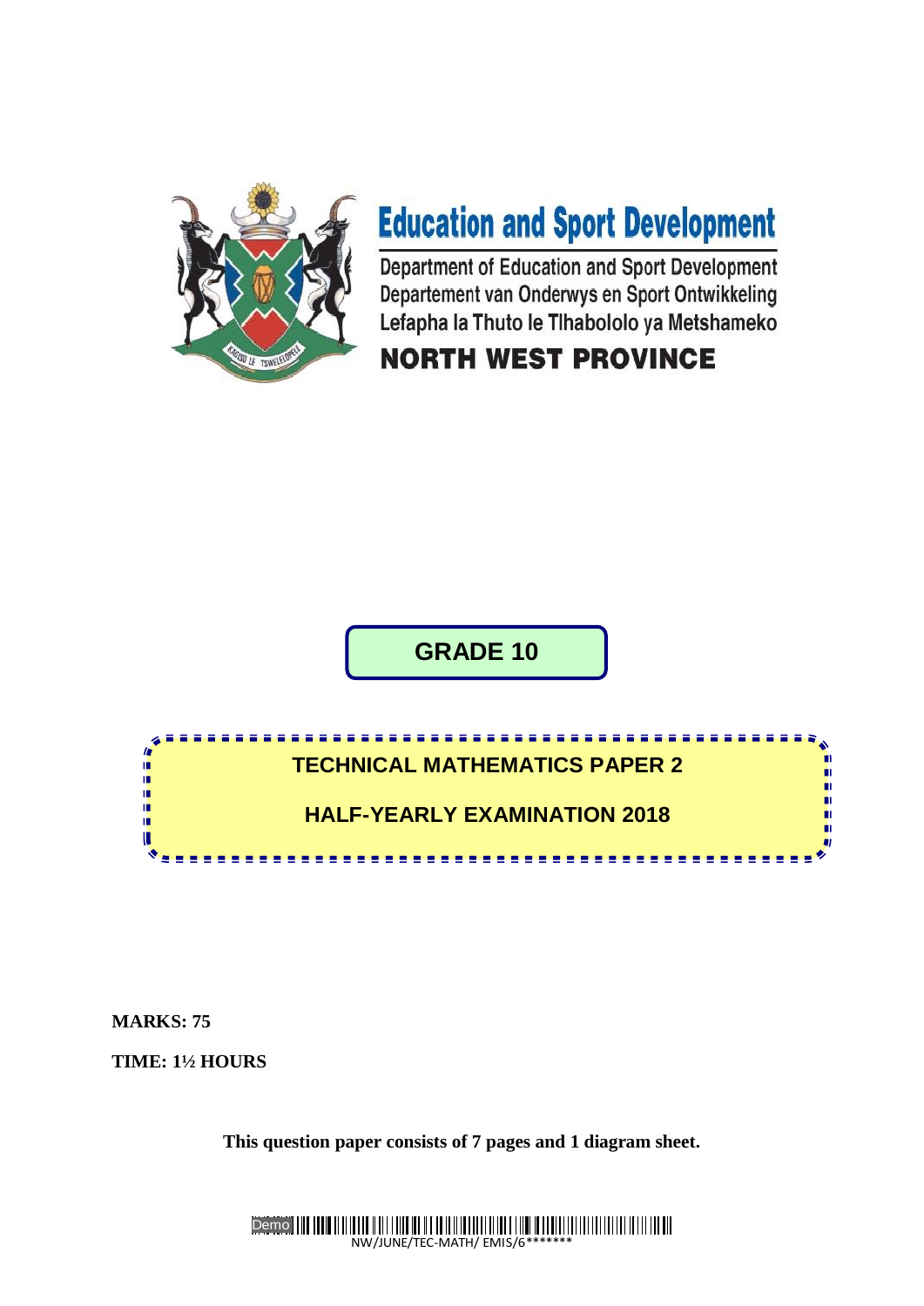# Education and Sport Development

Department of Education and Sport Development
Departement van Onderwys en Sport Ontwikkeling
Lefapha la Thuto le Tlhabololo ya Metshameko

**NORTH WEST PROVINCE**

## GRADE 10

## TECHNICAL MATHEMATICS PAPER 2

## HALF-YEARLY EXAMINATION 2018

**MARKS: 75**

**TIME: 1½ HOURS**

**This question paper consists of 7 pages and 1 diagram sheet.**

NW/JUNE/TEC-MATH/ EMIS/6*******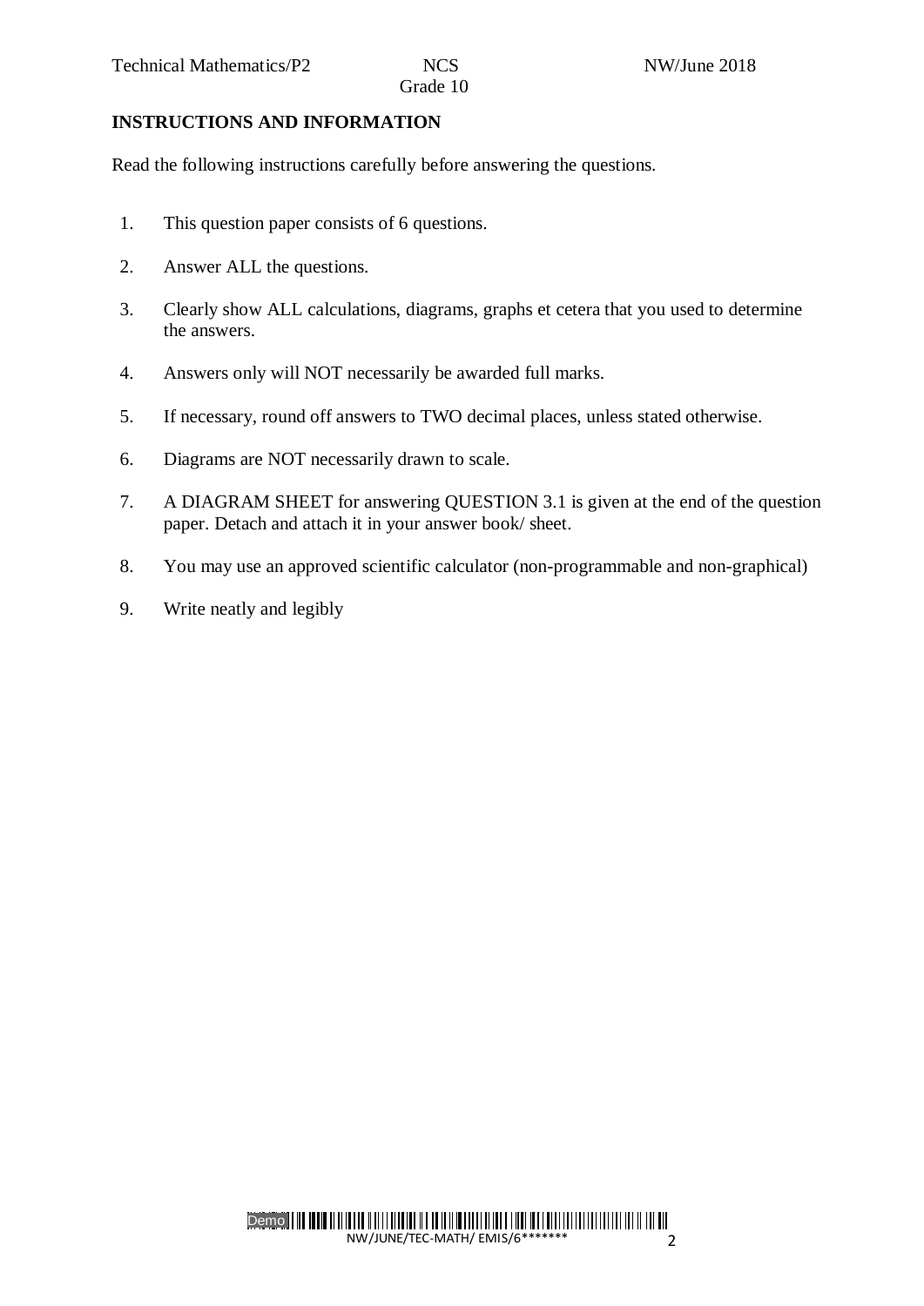## INSTRUCTIONS AND INFORMATION

Read the following instructions carefully before answering the questions.

1. This question paper consists of 6 questions.
2. Answer ALL the questions.
3. Clearly show ALL calculations, diagrams, graphs et cetera that you used to determine the answers.
4. Answers only will NOT necessarily be awarded full marks.
5. If necessary, round off answers to TWO decimal places, unless stated otherwise.
6. Diagrams are NOT necessarily drawn to scale.
7. A DIAGRAM SHEET for answering QUESTION 3.1 is given at the end of the question paper. Detach and attach it in your answer book/ sheet.
8. You may use an approved scientific calculator (non-programmable and non-graphical)
9. Write neatly and legibly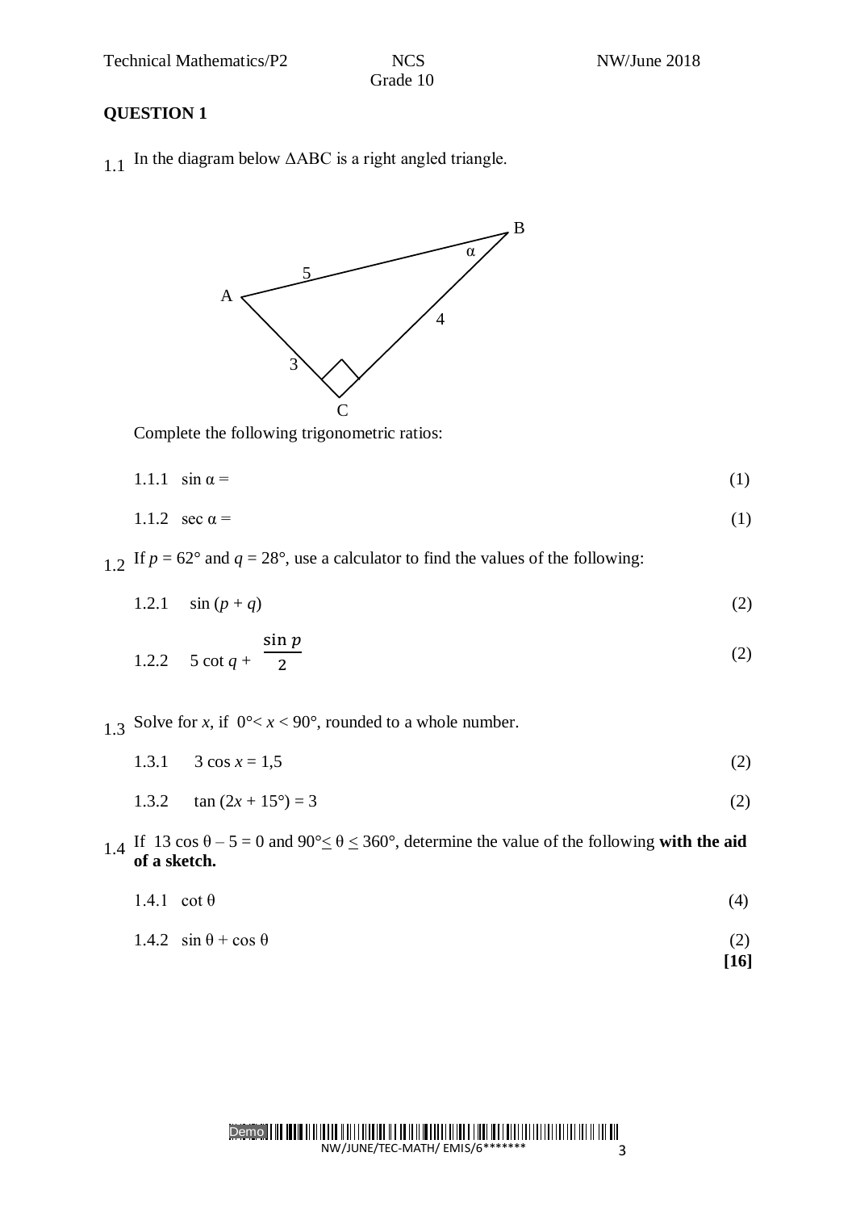## QUESTION 1

1.1 In the diagram below ΔABC is a right angled triangle.

Complete the following trigonometric ratios:

1.1.1 $\sin \alpha =$ (1)

1.1.2 $\sec \alpha =$ (1)

1.2 If $p = 62°$ and $q = 28°$, use a calculator to find the values of the following:

1.2.1 $\sin (p + q)$ (2)

1.2.2 $5 \cot q + \dfrac{\sin p}{2}$ (2)

1.3 Solve for $x$, if $0° < x < 90°$, rounded to a whole number.

1.3.1 $3 \cos x = 1{,}5$ (2)

1.3.2 $\tan (2x + 15°) = 3$ (2)

1.4 If $13 \cos \theta - 5 = 0$ and $90° \leq \theta \leq 360°$, determine the value of the following **with the aid of a sketch.**

1.4.1 $\cot \theta$ (4)

1.4.2 $\sin \theta + \cos \theta$ (2)

**[16]**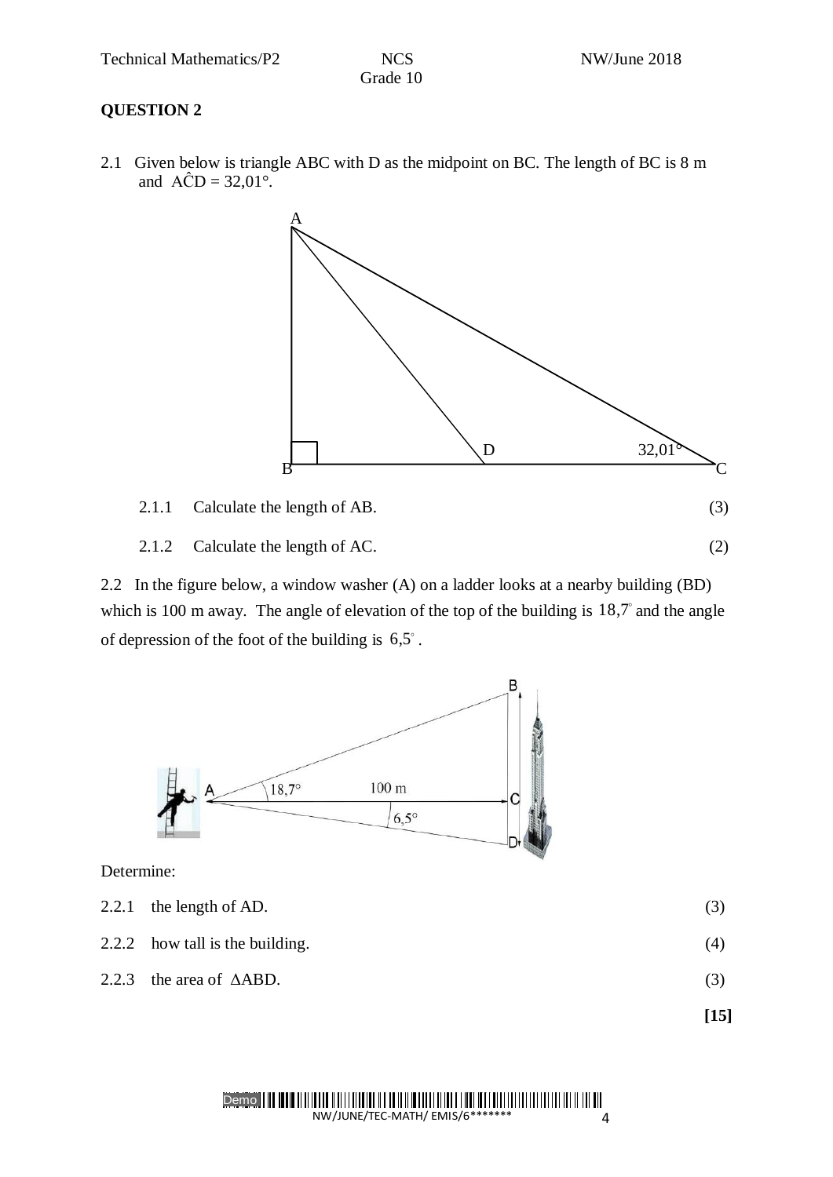**QUESTION 2**

2.1 Given below is triangle ABC with D as the midpoint on BC. The length of BC is 8 m and $A\hat{C}D = 32{,}01°$.

| | | |
|---|---|---|
| 2.1.1 | Calculate the length of AB. | (3) |
| 2.1.2 | Calculate the length of AC. | (2) |

2.2 In the figure below, a window washer (A) on a ladder looks at a nearby building (BD) which is 100 m away. The angle of elevation of the top of the building is $18{,}7°$ and the angle of depression of the foot of the building is $6{,}5°$.

Determine:

| | | |
|---|---|---|
| 2.2.1 | the length of AD. | (3) |
| 2.2.2 | how tall is the building. | (4) |
| 2.2.3 | the area of $\Delta ABD$. | (3) |

**[15]**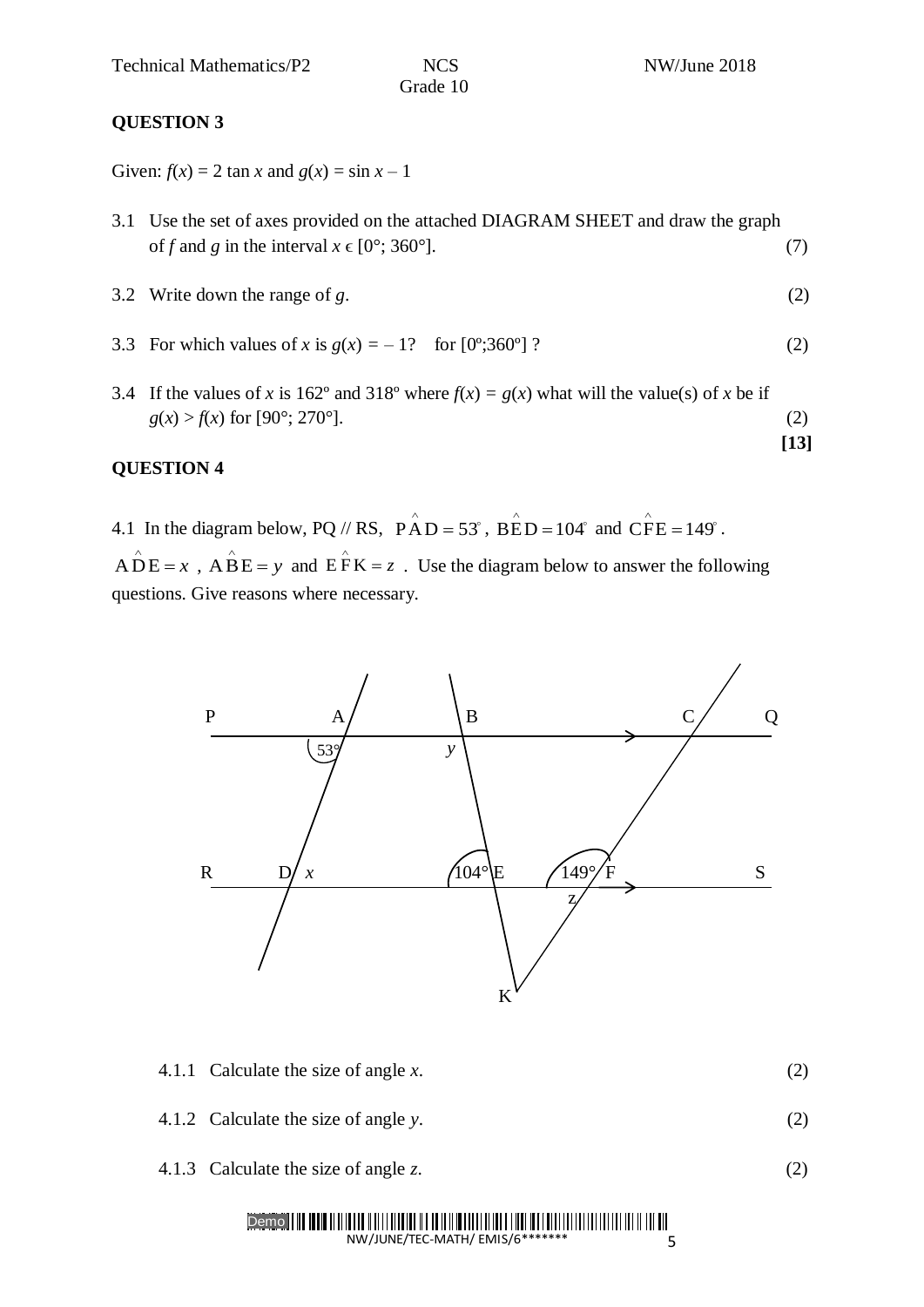## QUESTION 3

Given: $f(x) = 2 \tan x$ and $g(x) = \sin x - 1$

3.1 Use the set of axes provided on the attached DIAGRAM SHEET and draw the graph of $f$ and $g$ in the interval $x \in [0°; 360°]$. (7)

3.2 Write down the range of $g$. (2)

3.3 For which values of $x$ is $g(x) = -1$? for $[0°;360°]$ ? (2)

3.4 If the values of $x$ is 162º and 318º where $f(x) = g(x)$ what will the value(s) of $x$ be if $g(x) > f(x)$ for $[90°; 270°]$. (2)

**[13]**

## QUESTION 4

4.1 In the diagram below, PQ // RS, $P\hat{A}D = 53°$, $B\hat{E}D = 104°$ and $C\hat{F}E = 149°$. $A\hat{D}E = x$ , $A\hat{B}E = y$ and $E\hat{F}K = z$ . Use the diagram below to answer the following questions. Give reasons where necessary.

4.1.1 Calculate the size of angle $x$. (2)

4.1.2 Calculate the size of angle $y$. (2)

4.1.3 Calculate the size of angle $z$. (2)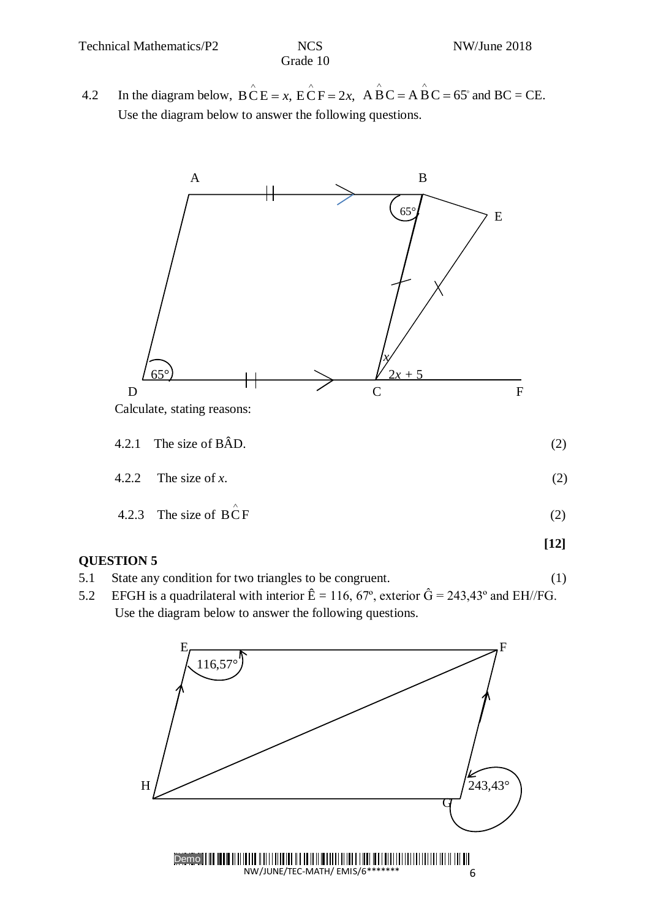4.2 In the diagram below, $B\hat{C}E = x$, $E\hat{C}F = 2x$, $A\hat{B}C = A\hat{B}C = 65^\circ$ and BC = CE. Use the diagram below to answer the following questions.

Calculate, stating reasons:

4.2.1 The size of BÂD. (2)

4.2.2 The size of $x$. (2)

4.2.3 The size of $B\hat{C}F$ (2)

**[12]**

## QUESTION 5

5.1 State any condition for two triangles to be congruent. (1)

5.2 EFGH is a quadrilateral with interior Ê = 116, 67º, exterior Ĝ = 243,43º and EH//FG. Use the diagram below to answer the following questions.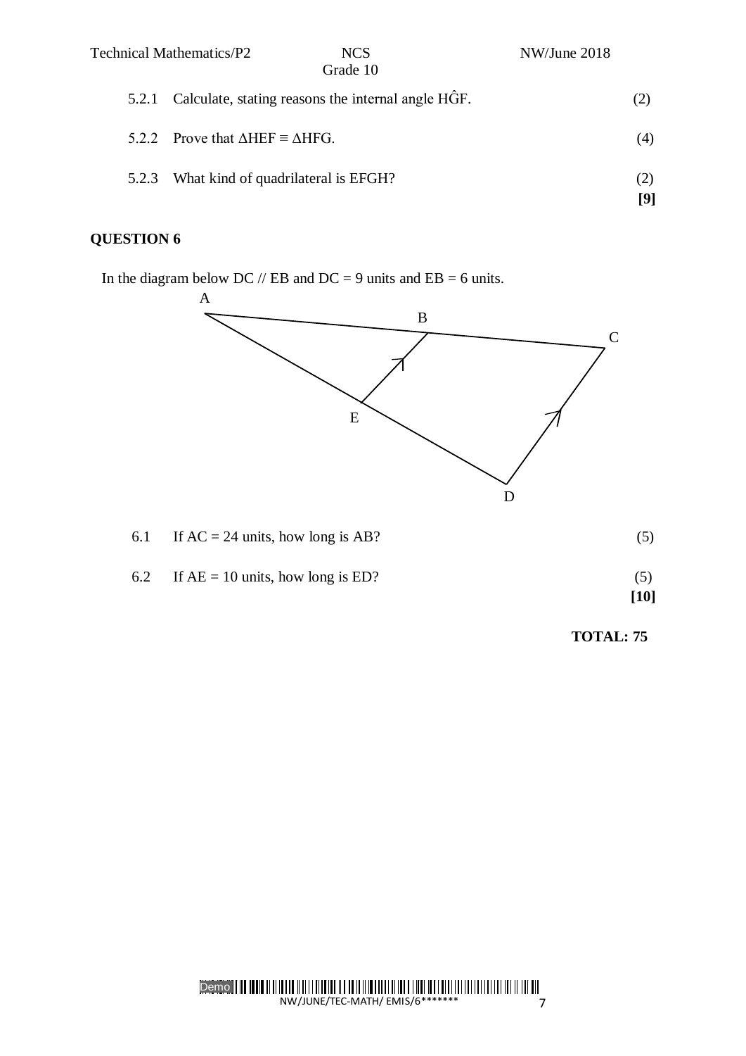5.2.1 Calculate, stating reasons the internal angle $H\hat{G}F$. (2)

5.2.2 Prove that $\Delta HEF \equiv \Delta HFG$. (4)

5.2.3 What kind of quadrilateral is EFGH? (2)

**[9]**

## QUESTION 6

In the diagram below DC // EB and DC = 9 units and EB = 6 units.

6.1 If AC = 24 units, how long is AB? (5)

6.2 If AE = 10 units, how long is ED? (5)

**[10]**

**TOTAL: 75**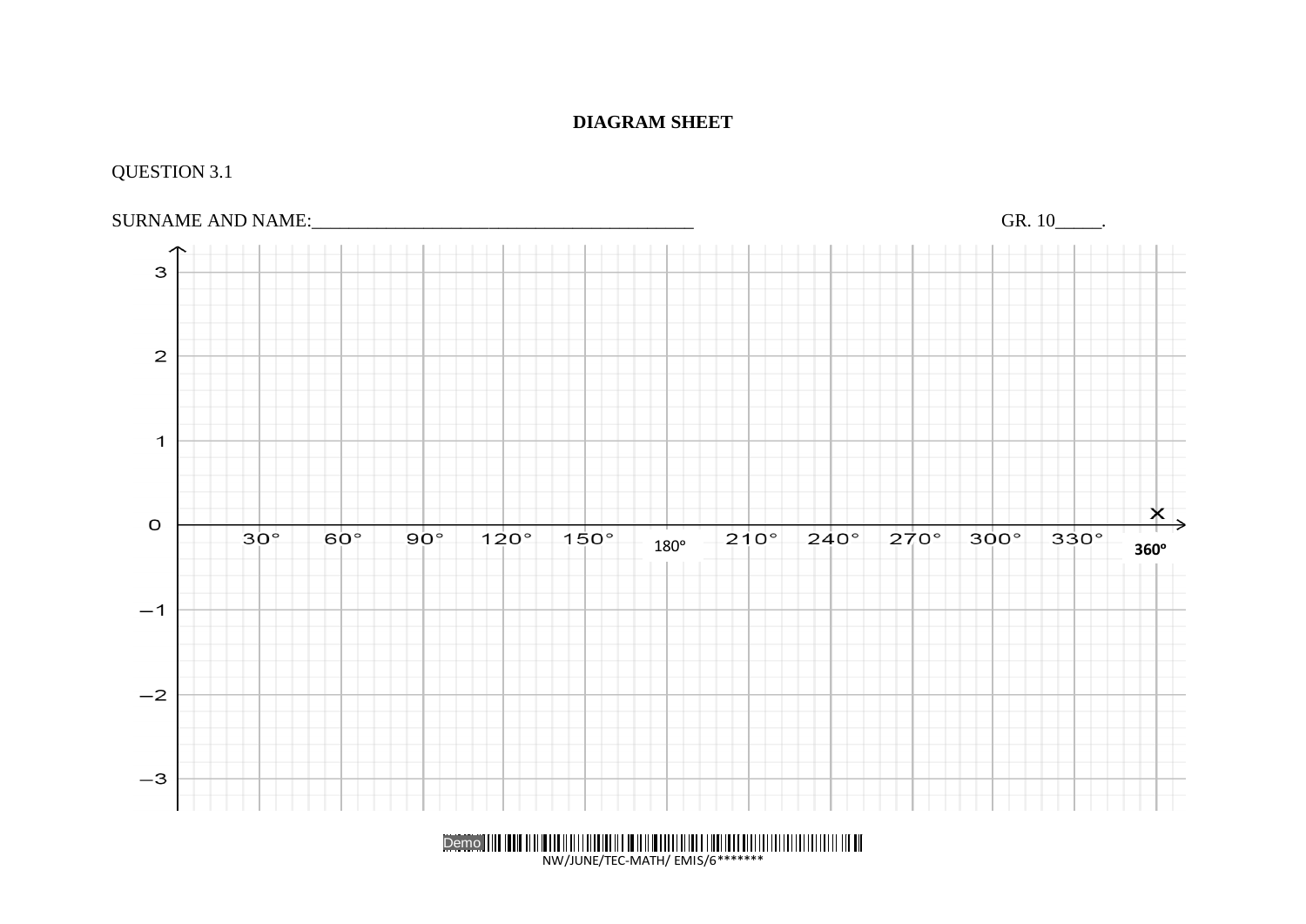# DIAGRAM SHEET

QUESTION 3.1

SURNAME AND NAME:________________________________________ GR. 10_____.

3

2

1

0

−1

−2

−3

30° 60° 90° 120° 150° 180° 210° 240° 270° 300° 330° 360°

x